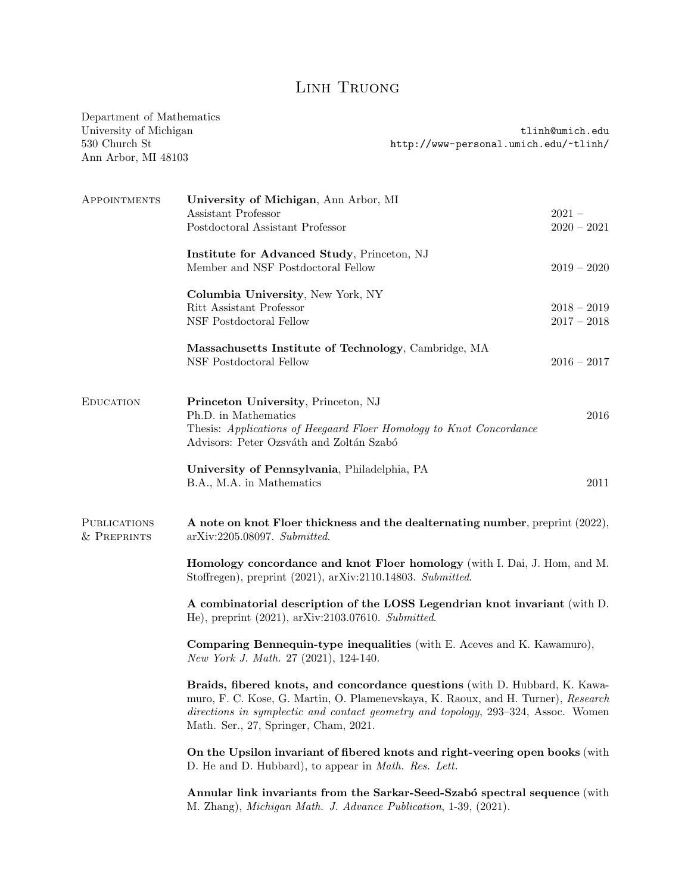# Linh Truong

Department of Mathematics
University of Michigan
530 Church St
Ann Arbor, MI 48103

tlinh@umich.edu
http://www-personal.umich.edu/~tlinh/

## Appointments

**University of Michigan**, Ann Arbor, MI
Assistant Professor — 2021 –
Postdoctoral Assistant Professor — 2020 – 2021

**Institute for Advanced Study**, Princeton, NJ
Member and NSF Postdoctoral Fellow — 2019 – 2020

**Columbia University**, New York, NY
Ritt Assistant Professor — 2018 – 2019
NSF Postdoctoral Fellow — 2017 – 2018

**Massachusetts Institute of Technology**, Cambridge, MA
NSF Postdoctoral Fellow — 2016 – 2017

## Education

**Princeton University**, Princeton, NJ
Ph.D. in Mathematics — 2016
Thesis: *Applications of Heegaard Floer Homology to Knot Concordance*
Advisors: Peter Ozsváth and Zoltán Szabó

**University of Pennsylvania**, Philadelphia, PA
B.A., M.A. in Mathematics — 2011

## Publications & Preprints

**A note on knot Floer thickness and the dealternating number**, preprint (2022), arXiv:2205.08097. *Submitted*.

**Homology concordance and knot Floer homology** (with I. Dai, J. Hom, and M. Stoffregen), preprint (2021), arXiv:2110.14803. *Submitted*.

**A combinatorial description of the LOSS Legendrian knot invariant** (with D. He), preprint (2021), arXiv:2103.07610. *Submitted*.

**Comparing Bennequin-type inequalities** (with E. Aceves and K. Kawamuro), *New York J. Math.* 27 (2021), 124-140.

**Braids, fibered knots, and concordance questions** (with D. Hubbard, K. Kawamuro, F. C. Kose, G. Martin, O. Plamenevskaya, K. Raoux, and H. Turner), *Research directions in symplectic and contact geometry and topology*, 293–324, Assoc. Women Math. Ser., 27, Springer, Cham, 2021.

**On the Upsilon invariant of fibered knots and right-veering open books** (with D. He and D. Hubbard), to appear in *Math. Res. Lett.*

**Annular link invariants from the Sarkar-Seed-Szabó spectral sequence** (with M. Zhang), *Michigan Math. J. Advance Publication*, 1-39, (2021).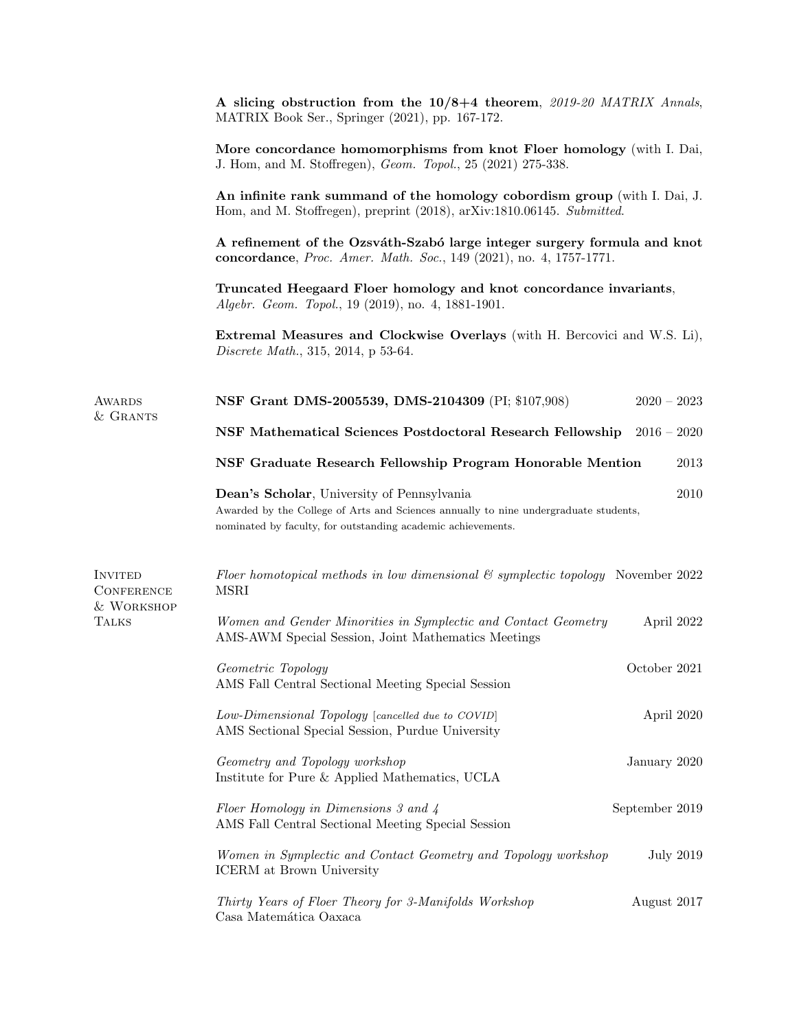**A slicing obstruction from the 10/8+4 theorem**, *2019-20 MATRIX Annals*, MATRIX Book Ser., Springer (2021), pp. 167-172.

**More concordance homomorphisms from knot Floer homology** (with I. Dai, J. Hom, and M. Stoffregen), *Geom. Topol.*, 25 (2021) 275-338.

**An infinite rank summand of the homology cobordism group** (with I. Dai, J. Hom, and M. Stoffregen), preprint (2018), arXiv:1810.06145. *Submitted*.

**A refinement of the Ozsváth-Szabó large integer surgery formula and knot concordance**, *Proc. Amer. Math. Soc.*, 149 (2021), no. 4, 1757-1771.

**Truncated Heegaard Floer homology and knot concordance invariants**, *Algebr. Geom. Topol.*, 19 (2019), no. 4, 1881-1901.

**Extremal Measures and Clockwise Overlays** (with H. Bercovici and W.S. Li), *Discrete Math.*, 315, 2014, p 53-64.

## Awards & Grants

**NSF Grant DMS-2005539, DMS-2104309** (PI; $107,908) — 2020 – 2023

**NSF Mathematical Sciences Postdoctoral Research Fellowship** — 2016 – 2020

**NSF Graduate Research Fellowship Program Honorable Mention** — 2013

**Dean's Scholar**, University of Pennsylvania — 2010
Awarded by the College of Arts and Sciences annually to nine undergraduate students, nominated by faculty, for outstanding academic achievements.

## Invited Conference & Workshop Talks

*Floer homotopical methods in low dimensional & symplectic topology* — November 2022
MSRI

*Women and Gender Minorities in Symplectic and Contact Geometry* — April 2022
AMS-AWM Special Session, Joint Mathematics Meetings

*Geometric Topology* — October 2021
AMS Fall Central Sectional Meeting Special Session

*Low-Dimensional Topology* [cancelled due to COVID] — April 2020
AMS Sectional Special Session, Purdue University

*Geometry and Topology workshop* — January 2020
Institute for Pure & Applied Mathematics, UCLA

*Floer Homology in Dimensions 3 and 4* — September 2019
AMS Fall Central Sectional Meeting Special Session

*Women in Symplectic and Contact Geometry and Topology workshop* — July 2019
ICERM at Brown University

*Thirty Years of Floer Theory for 3-Manifolds Workshop* — August 2017
Casa Matemática Oaxaca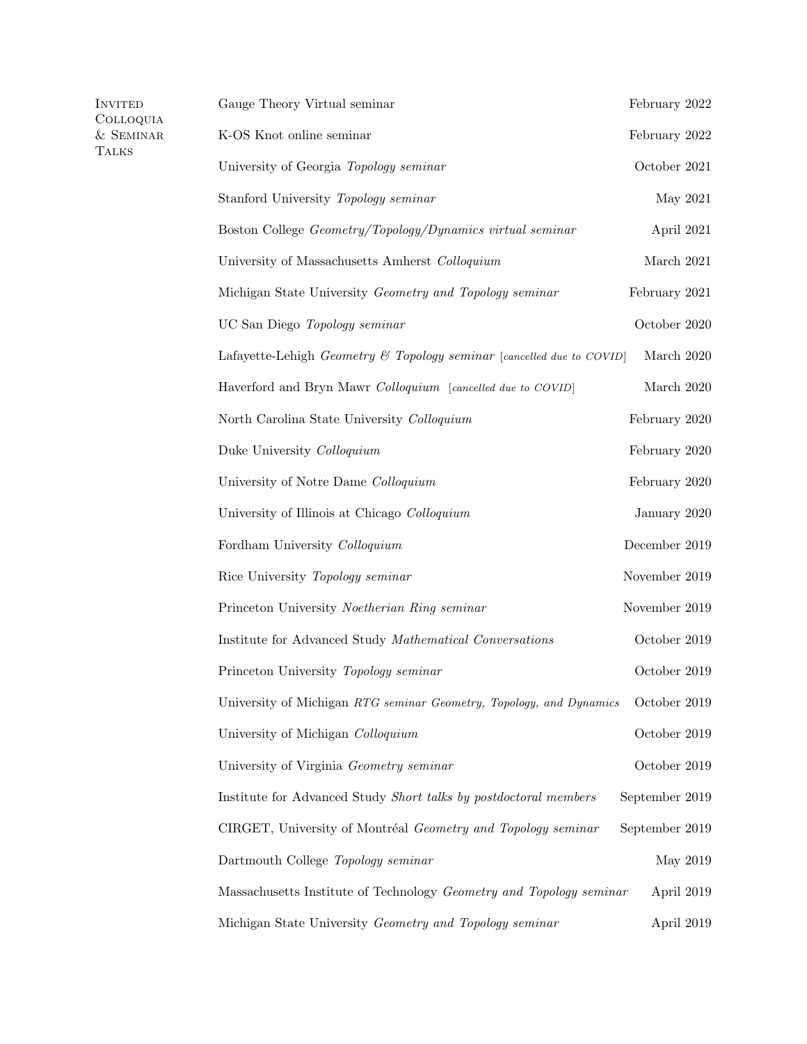## Invited Colloquia & Seminar Talks

| | |
|---|---|
| Gauge Theory Virtual seminar | February 2022 |
| K-OS Knot online seminar | February 2022 |
| University of Georgia *Topology seminar* | October 2021 |
| Stanford University *Topology seminar* | May 2021 |
| Boston College *Geometry/Topology/Dynamics virtual seminar* | April 2021 |
| University of Massachusetts Amherst *Colloquium* | March 2021 |
| Michigan State University *Geometry and Topology seminar* | February 2021 |
| UC San Diego *Topology seminar* | October 2020 |
| Lafayette-Lehigh *Geometry & Topology seminar* [*cancelled due to COVID*] | March 2020 |
| Haverford and Bryn Mawr *Colloquium* [*cancelled due to COVID*] | March 2020 |
| North Carolina State University *Colloquium* | February 2020 |
| Duke University *Colloquium* | February 2020 |
| University of Notre Dame *Colloquium* | February 2020 |
| University of Illinois at Chicago *Colloquium* | January 2020 |
| Fordham University *Colloquium* | December 2019 |
| Rice University *Topology seminar* | November 2019 |
| Princeton University *Noetherian Ring seminar* | November 2019 |
| Institute for Advanced Study *Mathematical Conversations* | October 2019 |
| Princeton University *Topology seminar* | October 2019 |
| University of Michigan *RTG seminar Geometry, Topology, and Dynamics* | October 2019 |
| University of Michigan *Colloquium* | October 2019 |
| University of Virginia *Geometry seminar* | October 2019 |
| Institute for Advanced Study *Short talks by postdoctoral members* | September 2019 |
| CIRGET, University of Montréal *Geometry and Topology seminar* | September 2019 |
| Dartmouth College *Topology seminar* | May 2019 |
| Massachusetts Institute of Technology *Geometry and Topology seminar* | April 2019 |
| Michigan State University *Geometry and Topology seminar* | April 2019 |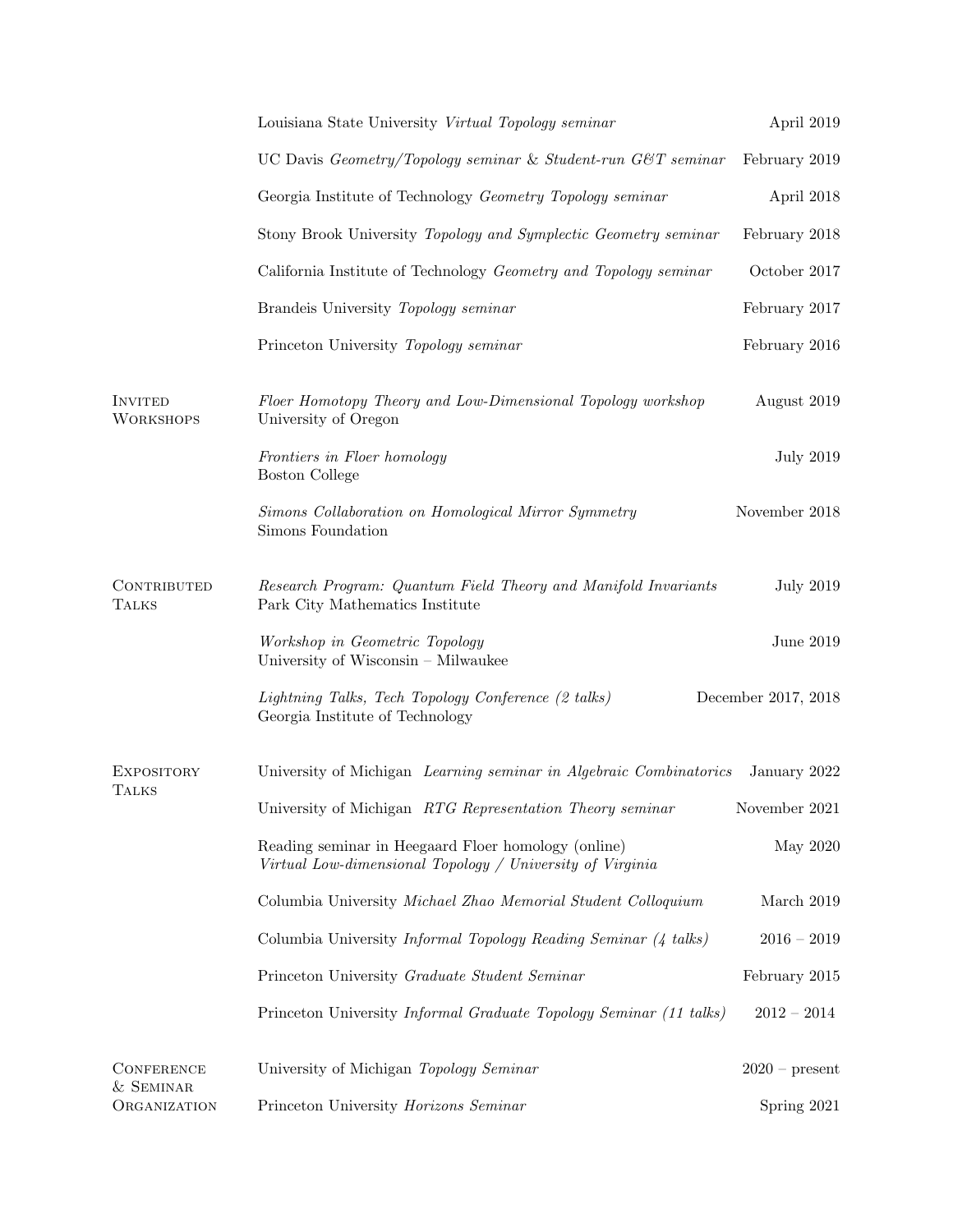Louisiana State University *Virtual Topology seminar* April 2019

UC Davis *Geometry/Topology seminar* & *Student-run G&T seminar* February 2019

Georgia Institute of Technology *Geometry Topology seminar* April 2018

Stony Brook University *Topology and Symplectic Geometry seminar* February 2018

California Institute of Technology *Geometry and Topology seminar* October 2017

Brandeis University *Topology seminar* February 2017

Princeton University *Topology seminar* February 2016

## Invited Workshops

*Floer Homotopy Theory and Low-Dimensional Topology workshop* — August 2019
University of Oregon

*Frontiers in Floer homology* — July 2019
Boston College

*Simons Collaboration on Homological Mirror Symmetry* — November 2018
Simons Foundation

## Contributed Talks

*Research Program: Quantum Field Theory and Manifold Invariants* — July 2019
Park City Mathematics Institute

*Workshop in Geometric Topology* — June 2019
University of Wisconsin – Milwaukee

*Lightning Talks, Tech Topology Conference (2 talks)* — December 2017, 2018
Georgia Institute of Technology

## Expository Talks

University of Michigan *Learning seminar in Algebraic Combinatorics* January 2022

University of Michigan *RTG Representation Theory seminar* November 2021

Reading seminar in Heegaard Floer homology (online) — May 2020
*Virtual Low-dimensional Topology / University of Virginia*

Columbia University *Michael Zhao Memorial Student Colloquium* March 2019

Columbia University *Informal Topology Reading Seminar (4 talks)* 2016 – 2019

Princeton University *Graduate Student Seminar* February 2015

Princeton University *Informal Graduate Topology Seminar (11 talks)* 2012 – 2014

## Conference & Seminar Organization

University of Michigan *Topology Seminar* 2020 – present

Princeton University *Horizons Seminar* Spring 2021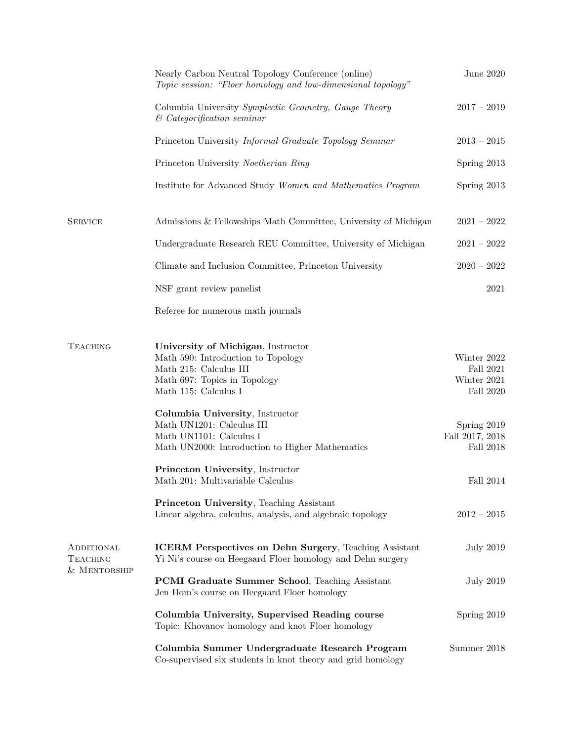Nearly Carbon Neutral Topology Conference (online) — June 2020
*Topic session: "Floer homology and low-dimensional topology"*

Columbia University *Symplectic Geometry, Gauge Theory & Categorification seminar* — 2017 – 2019

Princeton University *Informal Graduate Topology Seminar* — 2013 – 2015

Princeton University *Noetherian Ring* — Spring 2013

Institute for Advanced Study *Women and Mathematics Program* — Spring 2013

## Service

Admissions & Fellowships Math Committee, University of Michigan — 2021 – 2022

Undergraduate Research REU Committee, University of Michigan — 2021 – 2022

Climate and Inclusion Committee, Princeton University — 2020 – 2022

NSF grant review panelist — 2021

Referee for numerous math journals

## Teaching

**University of Michigan**, Instructor
- Math 590: Introduction to Topology — Winter 2022
- Math 215: Calculus III — Fall 2021
- Math 697: Topics in Topology — Winter 2021
- Math 115: Calculus I — Fall 2020

**Columbia University**, Instructor
- Math UN1201: Calculus III — Spring 2019
- Math UN1101: Calculus I — Fall 2017, 2018
- Math UN2000: Introduction to Higher Mathematics — Fall 2018

**Princeton University**, Instructor
- Math 201: Multivariable Calculus — Fall 2014

**Princeton University**, Teaching Assistant
- Linear algebra, calculus, analysis, and algebraic topology — 2012 – 2015

## Additional Teaching & Mentorship

**ICERM Perspectives on Dehn Surgery**, Teaching Assistant — July 2019
Yi Ni's course on Heegaard Floer homology and Dehn surgery

**PCMI Graduate Summer School**, Teaching Assistant — July 2019
Jen Hom's course on Heegaard Floer homology

**Columbia University, Supervised Reading course** — Spring 2019
Topic: Khovanov homology and knot Floer homology

**Columbia Summer Undergraduate Research Program** — Summer 2018
Co-supervised six students in knot theory and grid homology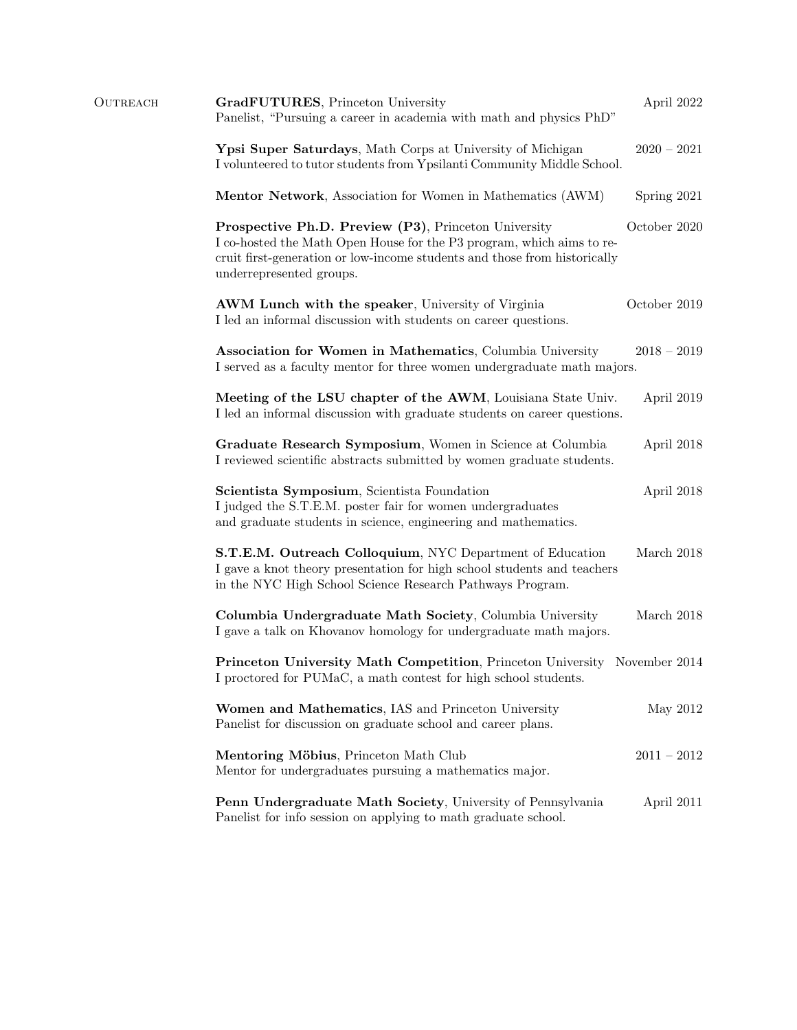## Outreach

**GradFUTURES**, Princeton University — April 2022
Panelist, "Pursuing a career in academia with math and physics PhD"

**Ypsi Super Saturdays**, Math Corps at University of Michigan — 2020 – 2021
I volunteered to tutor students from Ypsilanti Community Middle School.

**Mentor Network**, Association for Women in Mathematics (AWM) — Spring 2021

**Prospective Ph.D. Preview (P3)**, Princeton University — October 2020
I co-hosted the Math Open House for the P3 program, which aims to recruit first-generation or low-income students and those from historically underrepresented groups.

**AWM Lunch with the speaker**, University of Virginia — October 2019
I led an informal discussion with students on career questions.

**Association for Women in Mathematics**, Columbia University — 2018 – 2019
I served as a faculty mentor for three women undergraduate math majors.

**Meeting of the LSU chapter of the AWM**, Louisiana State Univ. — April 2019
I led an informal discussion with graduate students on career questions.

**Graduate Research Symposium**, Women in Science at Columbia — April 2018
I reviewed scientific abstracts submitted by women graduate students.

**Scientista Symposium**, Scientista Foundation — April 2018
I judged the S.T.E.M. poster fair for women undergraduates and graduate students in science, engineering and mathematics.

**S.T.E.M. Outreach Colloquium**, NYC Department of Education — March 2018
I gave a knot theory presentation for high school students and teachers in the NYC High School Science Research Pathways Program.

**Columbia Undergraduate Math Society**, Columbia University — March 2018
I gave a talk on Khovanov homology for undergraduate math majors.

**Princeton University Math Competition**, Princeton University — November 2014
I proctored for PUMaC, a math contest for high school students.

**Women and Mathematics**, IAS and Princeton University — May 2012
Panelist for discussion on graduate school and career plans.

**Mentoring Möbius**, Princeton Math Club — 2011 – 2012
Mentor for undergraduates pursuing a mathematics major.

**Penn Undergraduate Math Society**, University of Pennsylvania — April 2011
Panelist for info session on applying to math graduate school.